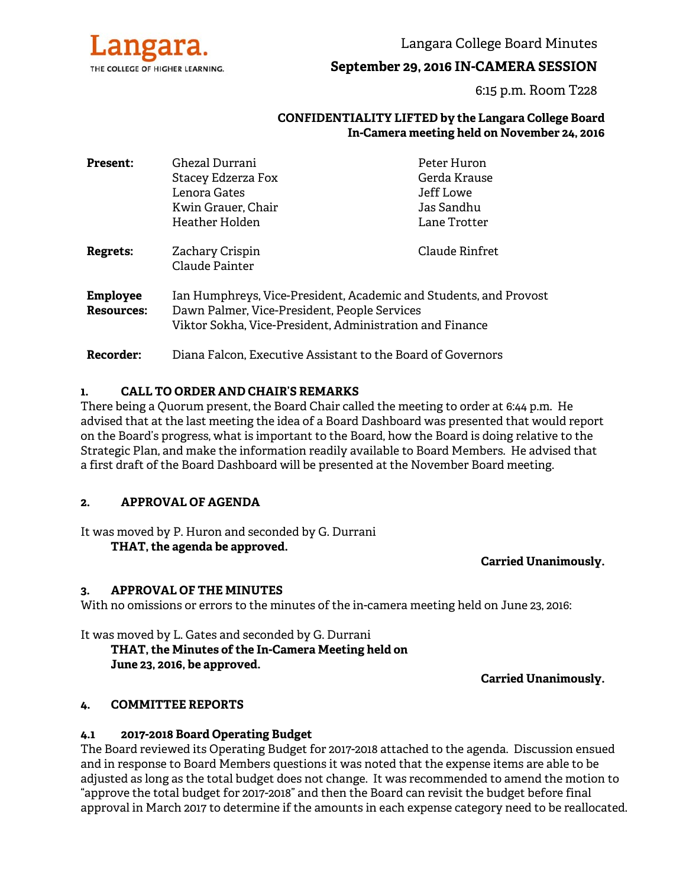Langara. THE COLLEGE OF HIGHER LEARNING.

# Langara College Board Minutes

## September 29, 2016 IN-CAMERA SESSION

6:15 p.m. Room T228

**CONFIDENTIALITY LIFTED by the Langara College Board In-Camera meeting held on November 24, 2016**

| | | |
|---|---|---|
| **Present:** | Ghezal Durrani | Peter Huron |
| | Stacey Edzerza Fox | Gerda Krause |
| | Lenora Gates | Jeff Lowe |
| | Kwin Grauer, Chair | Jas Sandhu |
| | Heather Holden | Lane Trotter |
| **Regrets:** | Zachary Crispin | Claude Rinfret |
| | Claude Painter | |
| **Employee Resources:** | Ian Humphreys, Vice-President, Academic and Students, and Provost | |
| | Dawn Palmer, Vice-President, People Services | |
| | Viktor Sokha, Vice-President, Administration and Finance | |
| **Recorder:** | Diana Falcon, Executive Assistant to the Board of Governors | |

### 1. CALL TO ORDER AND CHAIR'S REMARKS

There being a Quorum present, the Board Chair called the meeting to order at 6:44 p.m. He advised that at the last meeting the idea of a Board Dashboard was presented that would report on the Board's progress, what is important to the Board, how the Board is doing relative to the Strategic Plan, and make the information readily available to Board Members. He advised that a first draft of the Board Dashboard will be presented at the November Board meeting.

### 2. APPROVAL OF AGENDA

It was moved by P. Huron and seconded by G. Durrani

**THAT, the agenda be approved.**

**Carried Unanimously.**

### 3. APPROVAL OF THE MINUTES

With no omissions or errors to the minutes of the in-camera meeting held on June 23, 2016:

It was moved by L. Gates and seconded by G. Durrani

**THAT, the Minutes of the In-Camera Meeting held on June 23, 2016, be approved.**

**Carried Unanimously.**

### 4. COMMITTEE REPORTS

#### 4.1 2017-2018 Board Operating Budget

The Board reviewed its Operating Budget for 2017-2018 attached to the agenda. Discussion ensued and in response to Board Members questions it was noted that the expense items are able to be adjusted as long as the total budget does not change. It was recommended to amend the motion to "approve the total budget for 2017-2018" and then the Board can revisit the budget before final approval in March 2017 to determine if the amounts in each expense category need to be reallocated.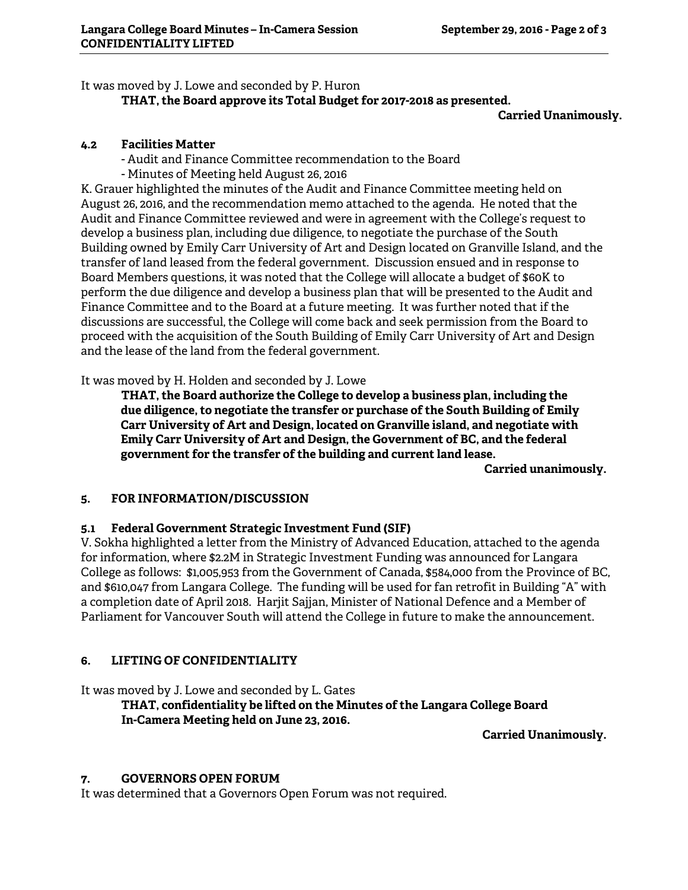It was moved by J. Lowe and seconded by P. Huron

> **THAT, the Board approve its Total Budget for 2017-2018 as presented.**
>
> **Carried Unanimously.**

### 4.2 Facilities Matter

- Audit and Finance Committee recommendation to the Board
- Minutes of Meeting held August 26, 2016

K. Grauer highlighted the minutes of the Audit and Finance Committee meeting held on August 26, 2016, and the recommendation memo attached to the agenda. He noted that the Audit and Finance Committee reviewed and were in agreement with the College's request to develop a business plan, including due diligence, to negotiate the purchase of the South Building owned by Emily Carr University of Art and Design located on Granville Island, and the transfer of land leased from the federal government. Discussion ensued and in response to Board Members questions, it was noted that the College will allocate a budget of $60K to perform the due diligence and develop a business plan that will be presented to the Audit and Finance Committee and to the Board at a future meeting. It was further noted that if the discussions are successful, the College will come back and seek permission from the Board to proceed with the acquisition of the South Building of Emily Carr University of Art and Design and the lease of the land from the federal government.

It was moved by H. Holden and seconded by J. Lowe

> **THAT, the Board authorize the College to develop a business plan, including the due diligence, to negotiate the transfer or purchase of the South Building of Emily Carr University of Art and Design, located on Granville island, and negotiate with Emily Carr University of Art and Design, the Government of BC, and the federal government for the transfer of the building and current land lease.**
>
> **Carried unanimously.**

## 5. FOR INFORMATION/DISCUSSION

### 5.1 Federal Government Strategic Investment Fund (SIF)

V. Sokha highlighted a letter from the Ministry of Advanced Education, attached to the agenda for information, where $2.2M in Strategic Investment Funding was announced for Langara College as follows: $1,005,953 from the Government of Canada, $584,000 from the Province of BC, and $610,047 from Langara College. The funding will be used for fan retrofit in Building "A" with a completion date of April 2018. Harjit Sajjan, Minister of National Defence and a Member of Parliament for Vancouver South will attend the College in future to make the announcement.

## 6. LIFTING OF CONFIDENTIALITY

It was moved by J. Lowe and seconded by L. Gates

> **THAT, confidentiality be lifted on the Minutes of the Langara College Board In-Camera Meeting held on June 23, 2016.**
>
> **Carried Unanimously.**

## 7. GOVERNORS OPEN FORUM

It was determined that a Governors Open Forum was not required.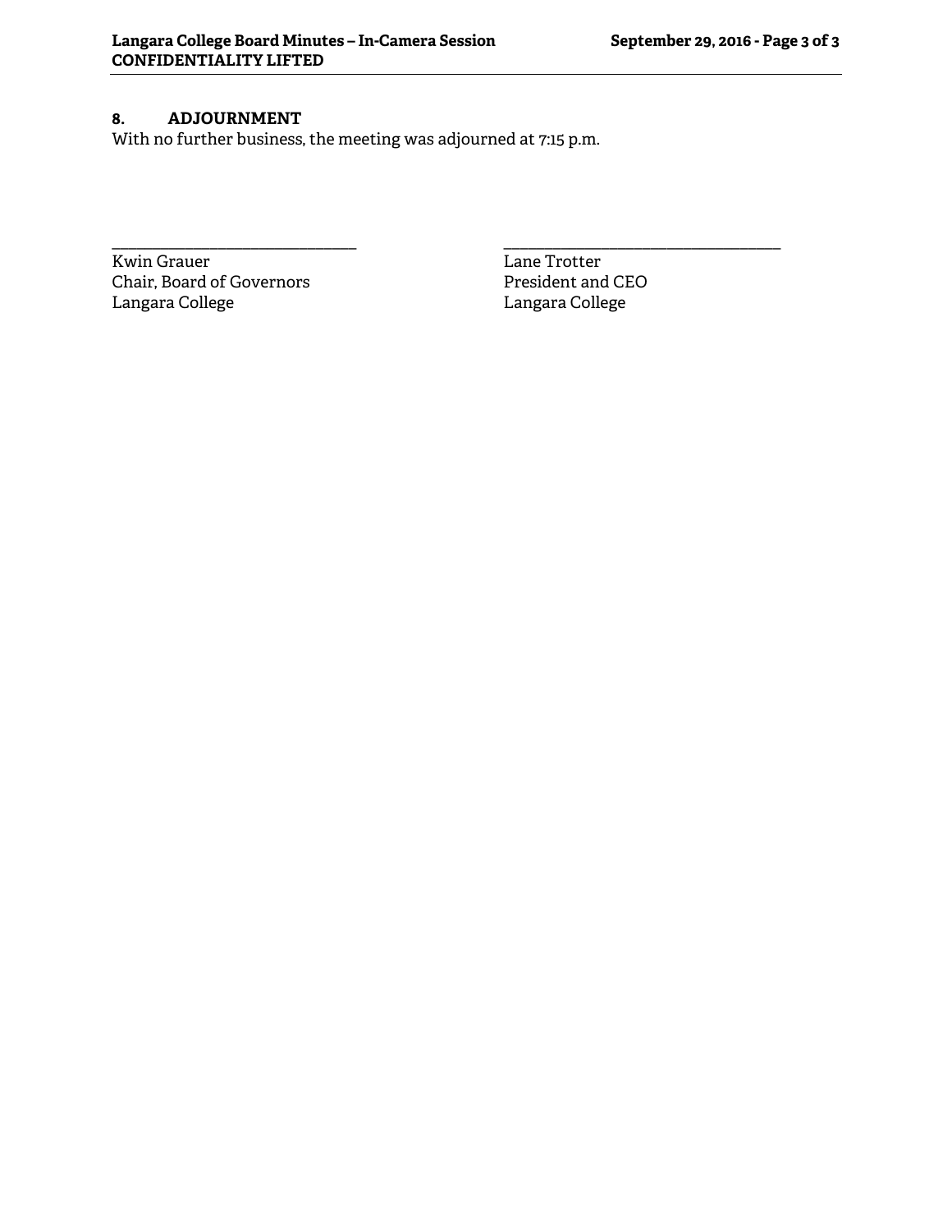## 8. ADJOURNMENT

With no further business, the meeting was adjourned at 7:15 p.m.

| | |
|---|---|
| _______________________________ | ___________________________________ |
| Kwin Grauer | Lane Trotter |
| Chair, Board of Governors | President and CEO |
| Langara College | Langara College |